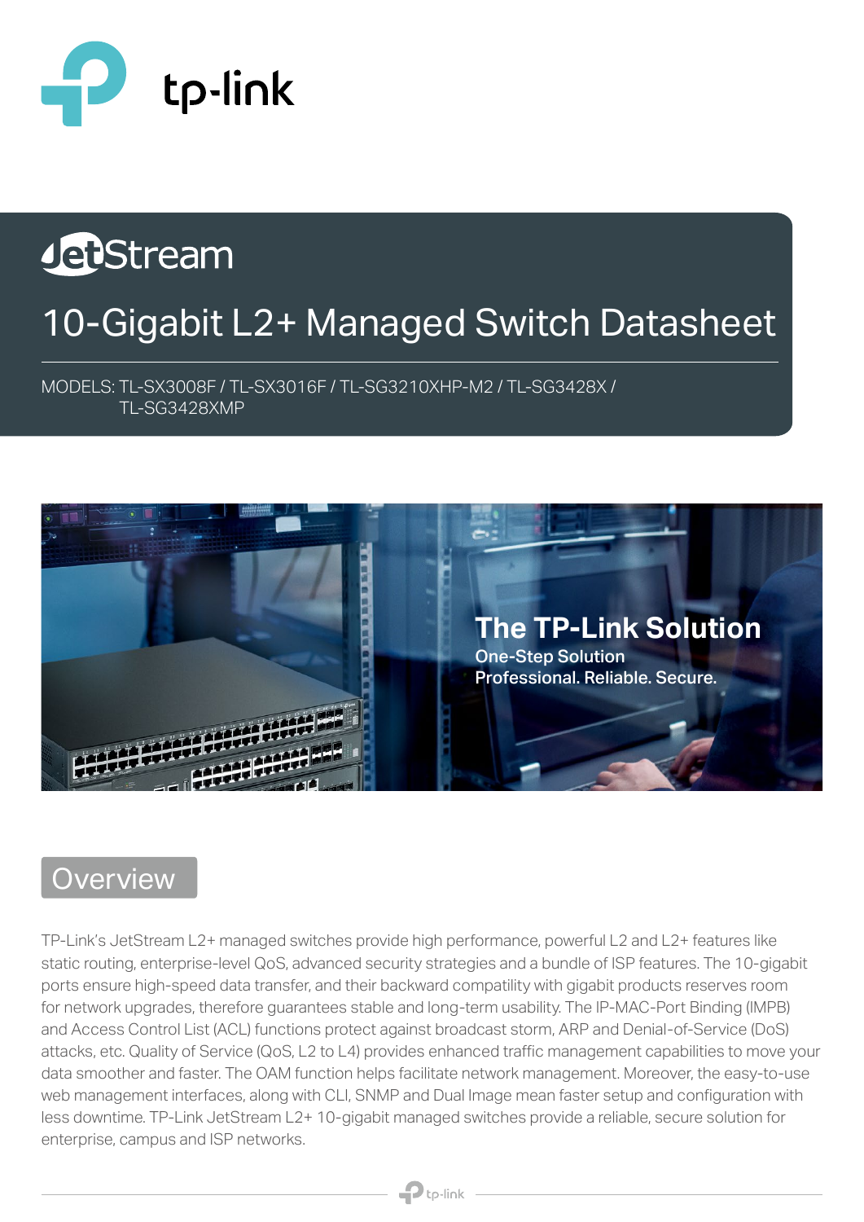tp-link

JetStream

# 10-Gigabit L2+ Managed Switch Datasheet

MODELS: TL-SX3008F / TL-SX3016F / TL-SG3210XHP-M2 / TL-SG3428X / TL-SG3428XMP

**The TP-Link Solution**

One-Step Solution

Professional. Reliable. Secure.

## Overview

TP-Link's JetStream L2+ managed switches provide high performance, powerful L2 and L2+ features like static routing, enterprise-level QoS, advanced security strategies and a bundle of ISP features. The 10-gigabit ports ensure high-speed data transfer, and their backward compatility with gigabit products reserves room for network upgrades, therefore guarantees stable and long-term usability. The IP-MAC-Port Binding (IMPB) and Access Control List (ACL) functions protect against broadcast storm, ARP and Denial-of-Service (DoS) attacks, etc. Quality of Service (QoS, L2 to L4) provides enhanced traffic management capabilities to move your data smoother and faster. The OAM function helps facilitate network management. Moreover, the easy-to-use web management interfaces, along with CLI, SNMP and Dual Image mean faster setup and configuration with less downtime. TP-Link JetStream L2+ 10-gigabit managed switches provide a reliable, secure solution for enterprise, campus and ISP networks.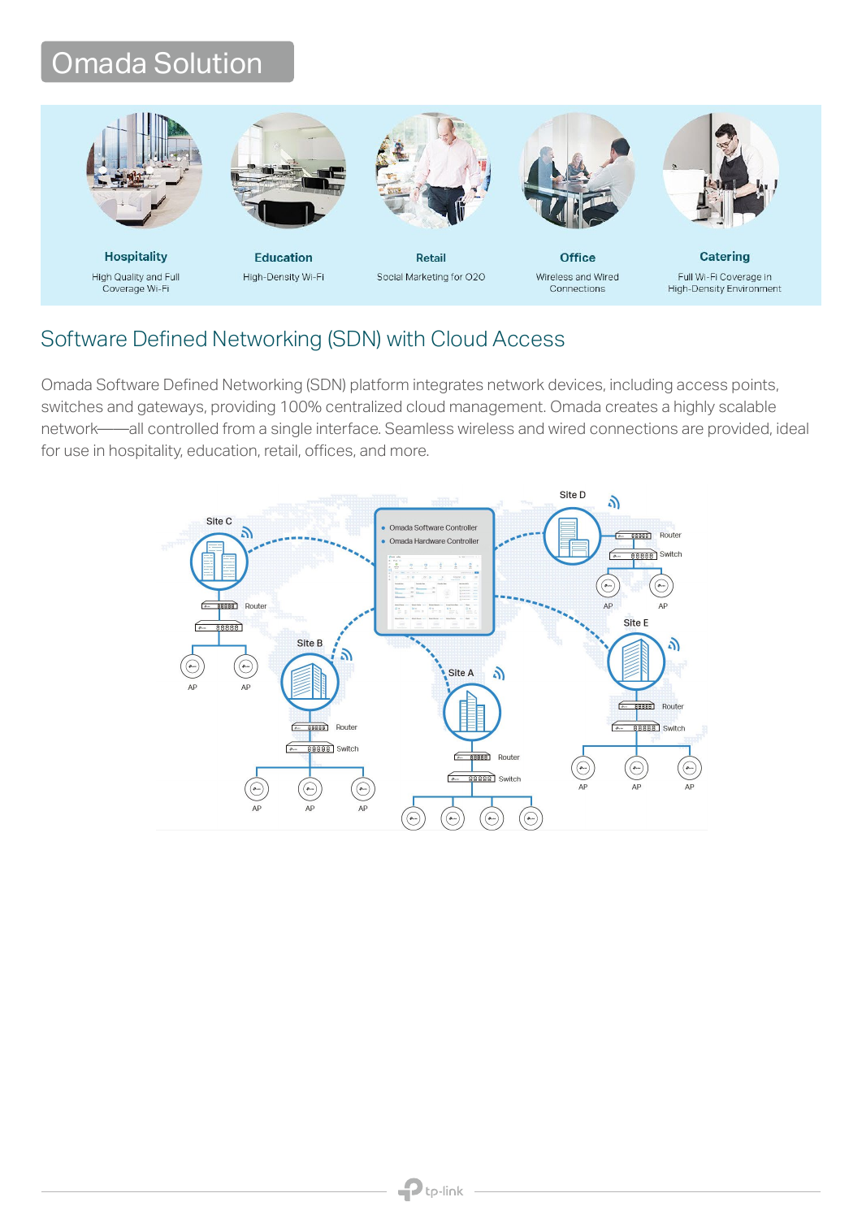# Omada Solution

**Hospitality**
High Quality and Full Coverage Wi-Fi

**Education**
High-Density Wi-Fi

**Retail**
Social Marketing for O2O

**Office**
Wireless and Wired Connections

**Catering**
Full Wi-Fi Coverage in High-Density Environment

## Software Defined Networking (SDN) with Cloud Access

Omada Software Defined Networking (SDN) platform integrates network devices, including access points, switches and gateways, providing 100% centralized cloud management. Omada creates a highly scalable network——all controlled from a single interface. Seamless wireless and wired connections are provided, ideal for use in hospitality, education, retail, offices, and more.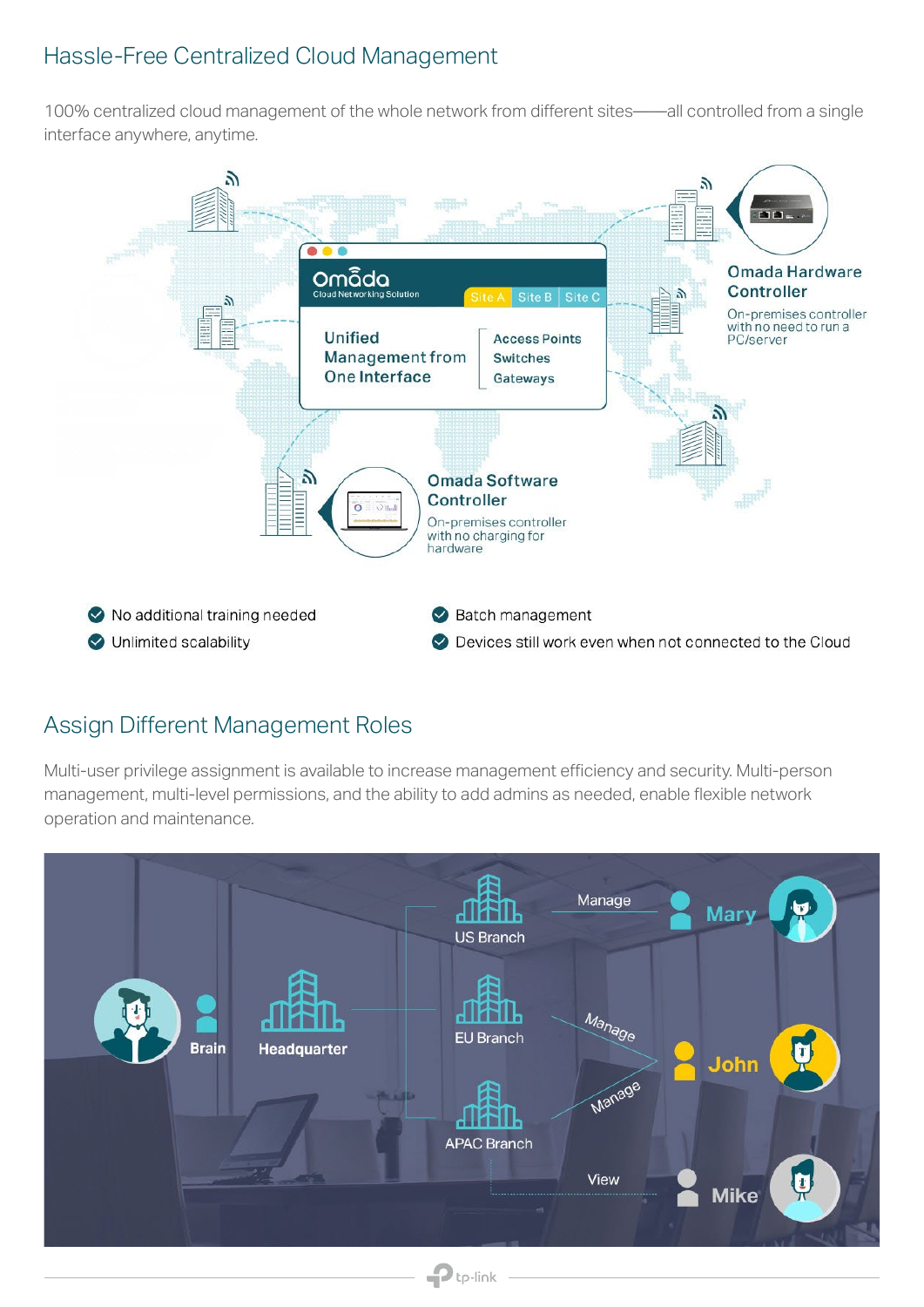## Hassle-Free Centralized Cloud Management

100% centralized cloud management of the whole network from different sites——all controlled from a single interface anywhere, anytime.

Omada
Cloud Networking Solution

Site A | Site B | Site C

Unified Management from One Interface

- Access Points
- Switches
- Gateways

**Omada Hardware Controller**

On-premises controller with no need to run a PC/server

**Omada Software Controller**

On-premises controller with no charging for hardware

- No additional training needed
- Unlimited scalability
- Batch management
- Devices still work even when not connected to the Cloud

## Assign Different Management Roles

Multi-user privilege assignment is available to increase management efficiency and security. Multi-person management, multi-level permissions, and the ability to add admins as needed, enable flexible network operation and maintenance.

Brain — Headquarter

US Branch — Manage — Mary

EU Branch — Manage — John

APAC Branch — Manage — John

View — Mike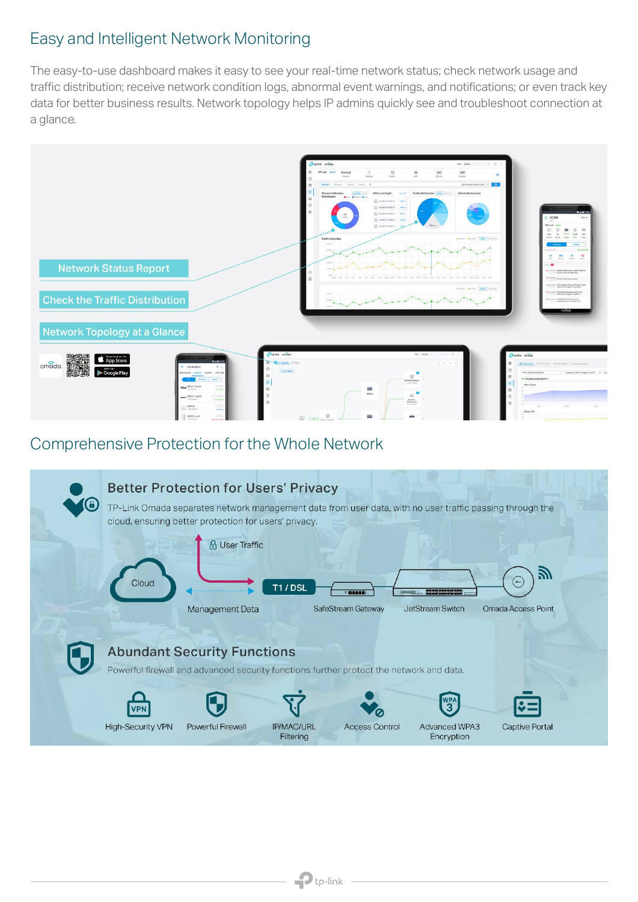## Easy and Intelligent Network Monitoring

The easy-to-use dashboard makes it easy to see your real-time network status; check network usage and traffic distribution; receive network condition logs, abnormal event warnings, and notifications; or even track key data for better business results. Network topology helps IP admins quickly see and troubleshoot connection at a glance.

Network Status Report

Check the Traffic Distribution

Network Topology at a Glance

## Comprehensive Protection for the Whole Network

### Better Protection for Users' Privacy

TP-Link Omada separates network management data from user data, with no user traffic passing through the cloud, ensuring better protection for users' privacy.

User Traffic

Cloud

T1 / DSL

Management Data

SafeStream Gateway

JetStream Switch

Omada Access Point

### Abundant Security Functions

Powerful firewall and advanced security functions further protect the network and data.

- High-Security VPN
- Powerful Firewall
- IP/MAC/URL Filtering
- Access Control
- Advanced WPA3 Encryption
- Captive Portal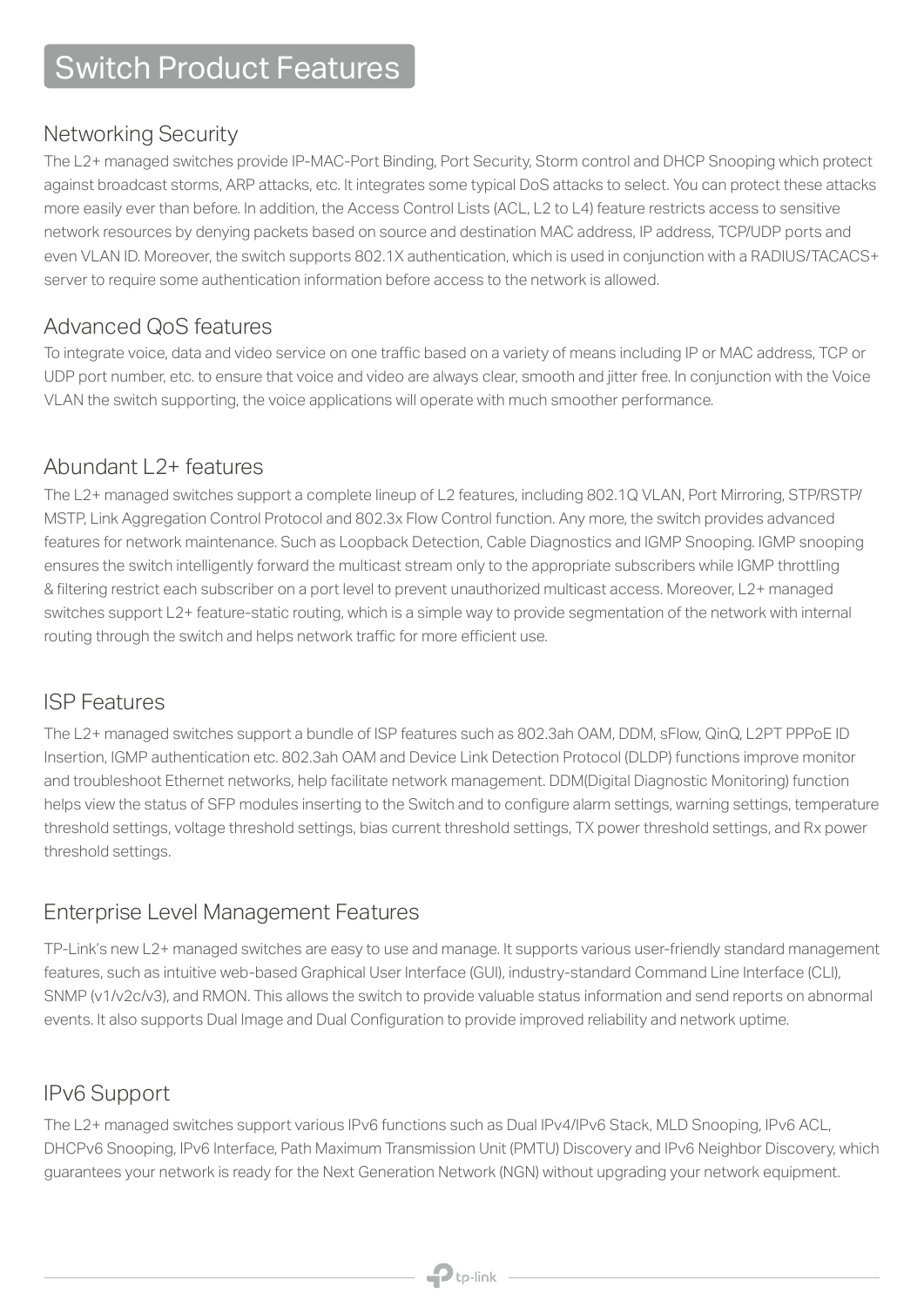# Switch Product Features

## Networking Security

The L2+ managed switches provide IP-MAC-Port Binding, Port Security, Storm control and DHCP Snooping which protect against broadcast storms, ARP attacks, etc. It integrates some typical DoS attacks to select. You can protect these attacks more easily ever than before. In addition, the Access Control Lists (ACL, L2 to L4) feature restricts access to sensitive network resources by denying packets based on source and destination MAC address, IP address, TCP/UDP ports and even VLAN ID. Moreover, the switch supports 802.1X authentication, which is used in conjunction with a RADIUS/TACACS+ server to require some authentication information before access to the network is allowed.

## Advanced QoS features

To integrate voice, data and video service on one traffic based on a variety of means including IP or MAC address, TCP or UDP port number, etc. to ensure that voice and video are always clear, smooth and jitter free. In conjunction with the Voice VLAN the switch supporting, the voice applications will operate with much smoother performance.

## Abundant L2+ features

The L2+ managed switches support a complete lineup of L2 features, including 802.1Q VLAN, Port Mirroring, STP/RSTP/MSTP, Link Aggregation Control Protocol and 802.3x Flow Control function. Any more, the switch provides advanced features for network maintenance. Such as Loopback Detection, Cable Diagnostics and IGMP Snooping. IGMP snooping ensures the switch intelligently forward the multicast stream only to the appropriate subscribers while IGMP throttling & filtering restrict each subscriber on a port level to prevent unauthorized multicast access. Moreover, L2+ managed switches support L2+ feature-static routing, which is a simple way to provide segmentation of the network with internal routing through the switch and helps network traffic for more efficient use.

## ISP Features

The L2+ managed switches support a bundle of ISP features such as 802.3ah OAM, DDM, sFlow, QinQ, L2PT PPPoE ID Insertion, IGMP authentication etc. 802.3ah OAM and Device Link Detection Protocol (DLDP) functions improve monitor and troubleshoot Ethernet networks, help facilitate network management. DDM(Digital Diagnostic Monitoring) function helps view the status of SFP modules inserting to the Switch and to configure alarm settings, warning settings, temperature threshold settings, voltage threshold settings, bias current threshold settings, TX power threshold settings, and Rx power threshold settings.

## Enterprise Level Management Features

TP-Link's new L2+ managed switches are easy to use and manage. It supports various user-friendly standard management features, such as intuitive web-based Graphical User Interface (GUI), industry-standard Command Line Interface (CLI), SNMP (v1/v2c/v3), and RMON. This allows the switch to provide valuable status information and send reports on abnormal events. It also supports Dual Image and Dual Configuration to provide improved reliability and network uptime.

## IPv6 Support

The L2+ managed switches support various IPv6 functions such as Dual IPv4/IPv6 Stack, MLD Snooping, IPv6 ACL, DHCPv6 Snooping, IPv6 Interface, Path Maximum Transmission Unit (PMTU) Discovery and IPv6 Neighbor Discovery, which guarantees your network is ready for the Next Generation Network (NGN) without upgrading your network equipment.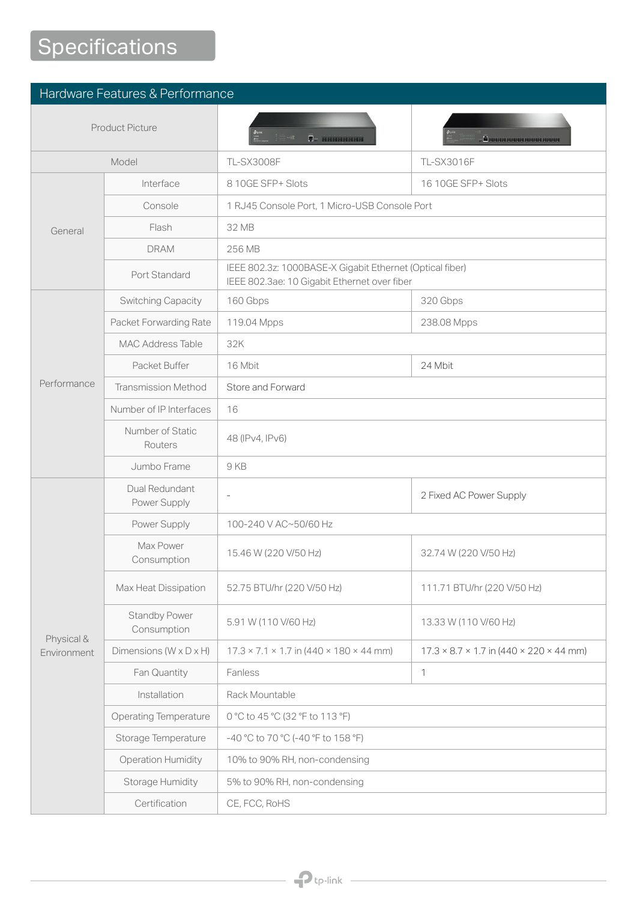# Specifications

## Hardware Features & Performance

| | | | |
|---|---|---|---|
| Product Picture | | | |
| Model | | TL-SX3008F | TL-SX3016F |
| General | Interface | 8 10GE SFP+ Slots | 16 10GE SFP+ Slots |
| | Console | 1 RJ45 Console Port, 1 Micro-USB Console Port | |
| | Flash | 32 MB | |
| | DRAM | 256 MB | |
| | Port Standard | IEEE 802.3z: 1000BASE-X Gigabit Ethernet (Optical fiber)<br>IEEE 802.3ae: 10 Gigabit Ethernet over fiber | |
| Performance | Switching Capacity | 160 Gbps | 320 Gbps |
| | Packet Forwarding Rate | 119.04 Mpps | 238.08 Mpps |
| | MAC Address Table | 32K | |
| | Packet Buffer | 16 Mbit | 24 Mbit |
| | Transmission Method | Store and Forward | |
| | Number of IP Interfaces | 16 | |
| | Number of Static Routers | 48 (IPv4, IPv6) | |
| | Jumbo Frame | 9 KB | |
| Physical & Environment | Dual Redundant Power Supply | - | 2 Fixed AC Power Supply |
| | Power Supply | 100-240 V AC~50/60 Hz | |
| | Max Power Consumption | 15.46 W (220 V/50 Hz) | 32.74 W (220 V/50 Hz) |
| | Max Heat Dissipation | 52.75 BTU/hr (220 V/50 Hz) | 111.71 BTU/hr (220 V/50 Hz) |
| | Standby Power Consumption | 5.91 W (110 V/60 Hz) | 13.33 W (110 V/60 Hz) |
| | Dimensions (W x D x H) | 17.3 × 7.1 × 1.7 in (440 × 180 × 44 mm) | 17.3 × 8.7 × 1.7 in (440 × 220 × 44 mm) |
| | Fan Quantity | Fanless | 1 |
| | Installation | Rack Mountable | |
| | Operating Temperature | 0 °C to 45 °C (32 °F to 113 °F) | |
| | Storage Temperature | -40 °C to 70 °C (-40 °F to 158 °F) | |
| | Operation Humidity | 10% to 90% RH, non-condensing | |
| | Storage Humidity | 5% to 90% RH, non-condensing | |
| | Certification | CE, FCC, RoHS | |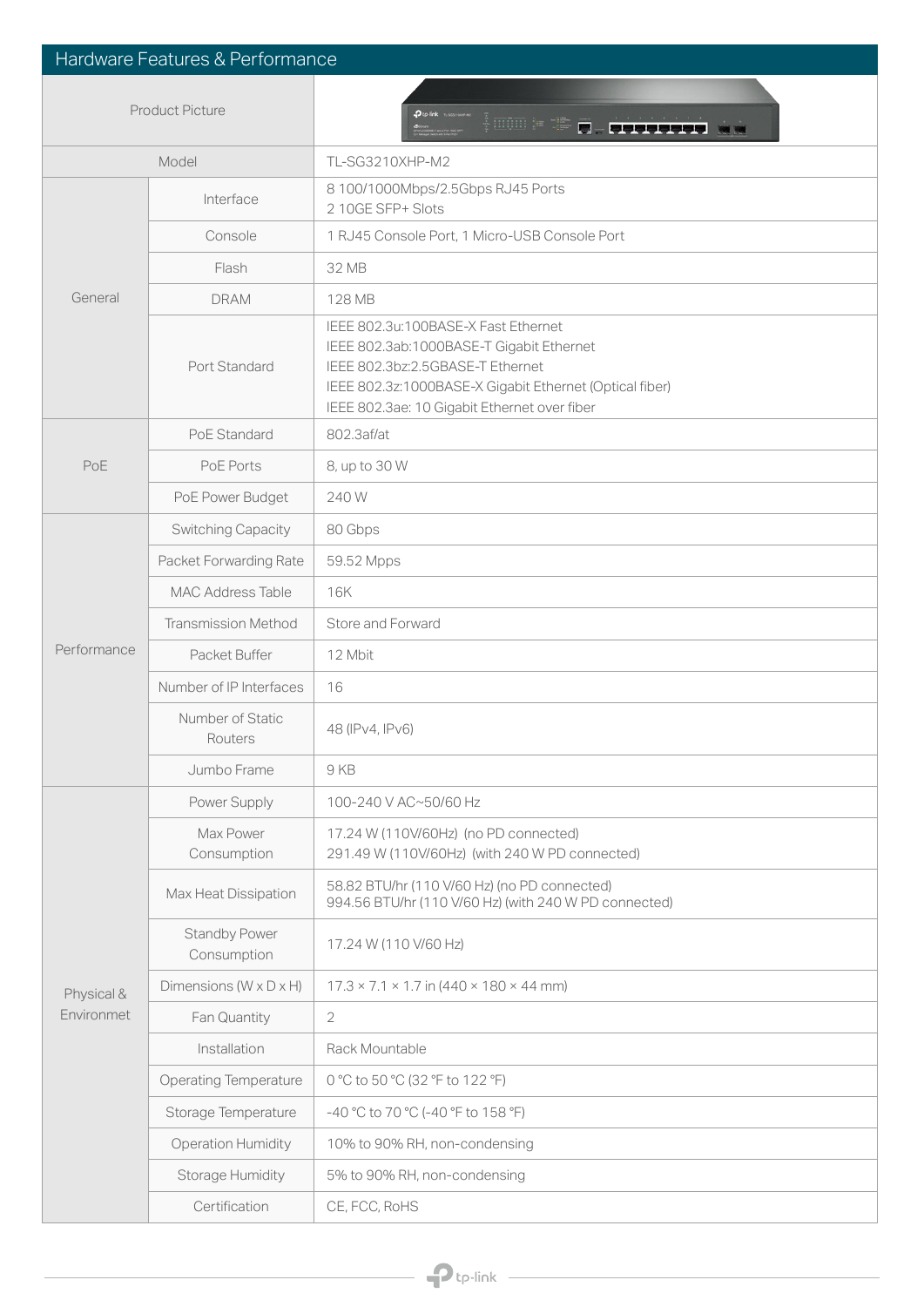## Hardware Features & Performance

| | | |
|---|---|---|
| Product Picture | | |
| Model | | TL-SG3210XHP-M2 |
| General | Interface | 8 100/1000Mbps/2.5Gbps RJ45 Ports<br>2 10GE SFP+ Slots |
| | Console | 1 RJ45 Console Port, 1 Micro-USB Console Port |
| | Flash | 32 MB |
| | DRAM | 128 MB |
| | Port Standard | IEEE 802.3u:100BASE-X Fast Ethernet<br>IEEE 802.3ab:1000BASE-T Gigabit Ethernet<br>IEEE 802.3bz:2.5GBASE-T Ethernet<br>IEEE 802.3z:1000BASE-X Gigabit Ethernet (Optical fiber)<br>IEEE 802.3ae: 10 Gigabit Ethernet over fiber |
| PoE | PoE Standard | 802.3af/at |
| | PoE Ports | 8, up to 30 W |
| | PoE Power Budget | 240 W |
| Performance | Switching Capacity | 80 Gbps |
| | Packet Forwarding Rate | 59.52 Mpps |
| | MAC Address Table | 16K |
| | Transmission Method | Store and Forward |
| | Packet Buffer | 12 Mbit |
| | Number of IP Interfaces | 16 |
| | Number of Static Routers | 48 (IPv4, IPv6) |
| | Jumbo Frame | 9 KB |
| Physical & Environmet | Power Supply | 100-240 V AC~50/60 Hz |
| | Max Power Consumption | 17.24 W (110V/60Hz) (no PD connected)<br>291.49 W (110V/60Hz) (with 240 W PD connected) |
| | Max Heat Dissipation | 58.82 BTU/hr (110 V/60 Hz) (no PD connected)<br>994.56 BTU/hr (110 V/60 Hz) (with 240 W PD connected) |
| | Standby Power Consumption | 17.24 W (110 V/60 Hz) |
| | Dimensions (W x D x H) | 17.3 × 7.1 × 1.7 in (440 × 180 × 44 mm) |
| | Fan Quantity | 2 |
| | Installation | Rack Mountable |
| | Operating Temperature | 0 °C to 50 °C (32 °F to 122 °F) |
| | Storage Temperature | -40 °C to 70 °C (-40 °F to 158 °F) |
| | Operation Humidity | 10% to 90% RH, non-condensing |
| | Storage Humidity | 5% to 90% RH, non-condensing |
| | Certification | CE, FCC, RoHS |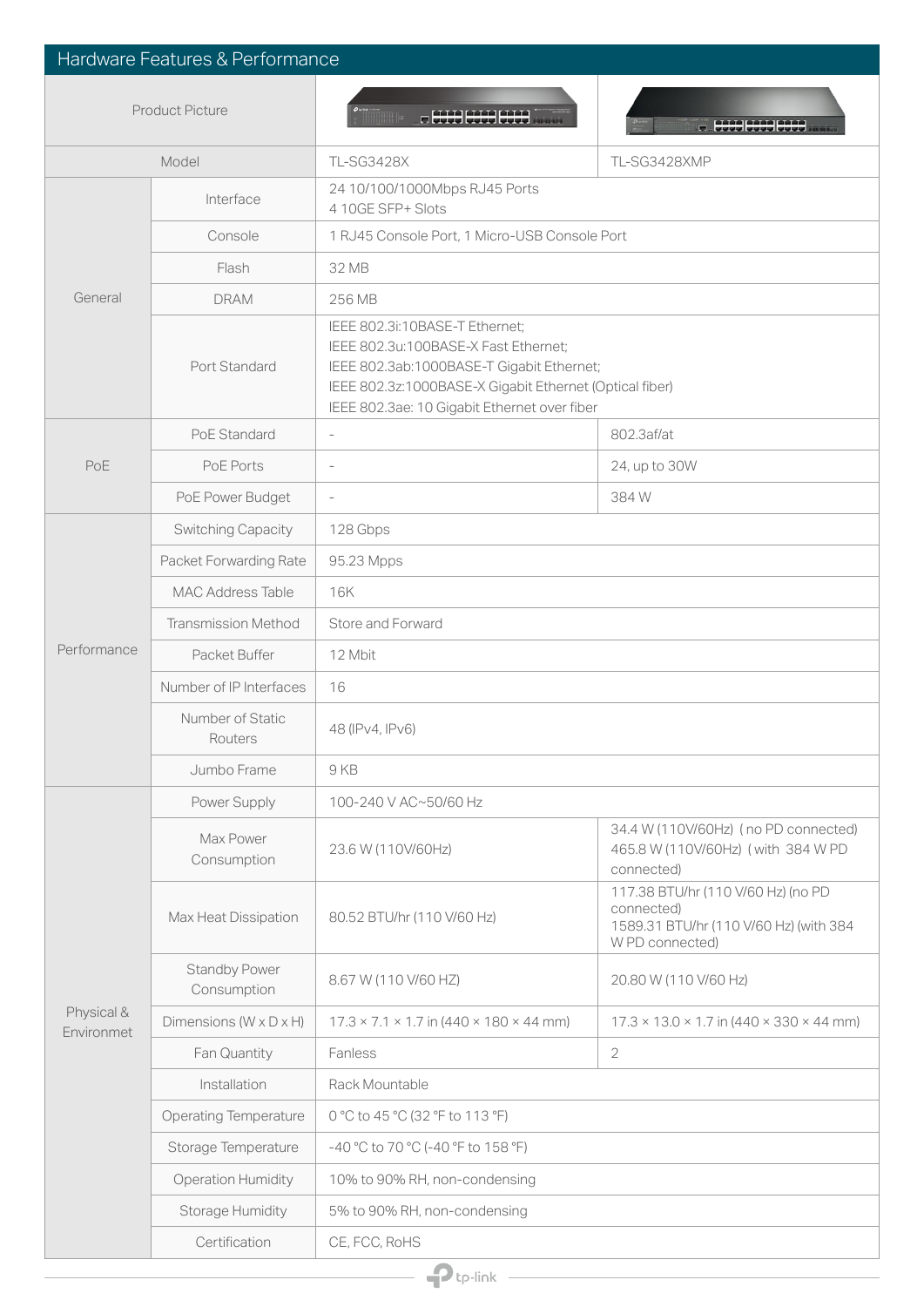## Hardware Features & Performance

| | | | |
|---|---|---|---|
| Product Picture | | | |
| Model | | TL-SG3428X | TL-SG3428XMP |
| General | Interface | 24 10/100/1000Mbps RJ45 Ports<br>4 10GE SFP+ Slots | |
| | Console | 1 RJ45 Console Port, 1 Micro-USB Console Port | |
| | Flash | 32 MB | |
| | DRAM | 256 MB | |
| | Port Standard | IEEE 802.3i:10BASE-T Ethernet;<br>IEEE 802.3u:100BASE-X Fast Ethernet;<br>IEEE 802.3ab:1000BASE-T Gigabit Ethernet;<br>IEEE 802.3z:1000BASE-X Gigabit Ethernet (Optical fiber)<br>IEEE 802.3ae: 10 Gigabit Ethernet over fiber | |
| PoE | PoE Standard | - | 802.3af/at |
| | PoE Ports | - | 24, up to 30W |
| | PoE Power Budget | - | 384 W |
| Performance | Switching Capacity | 128 Gbps | |
| | Packet Forwarding Rate | 95.23 Mpps | |
| | MAC Address Table | 16K | |
| | Transmission Method | Store and Forward | |
| | Packet Buffer | 12 Mbit | |
| | Number of IP Interfaces | 16 | |
| | Number of Static Routers | 48 (IPv4, IPv6) | |
| | Jumbo Frame | 9 KB | |
| Physical & Environmet | Power Supply | 100-240 V AC~50/60 Hz | |
| | Max Power Consumption | 23.6 W (110V/60Hz) | 34.4 W (110V/60Hz) ( no PD connected)<br>465.8 W (110V/60Hz) ( with 384 W PD connected) |
| | Max Heat Dissipation | 80.52 BTU/hr (110 V/60 Hz) | 117.38 BTU/hr (110 V/60 Hz) (no PD connected)<br>1589.31 BTU/hr (110 V/60 Hz) (with 384 W PD connected) |
| | Standby Power Consumption | 8.67 W (110 V/60 HZ) | 20.80 W (110 V/60 Hz) |
| | Dimensions (W x D x H) | 17.3 × 7.1 × 1.7 in (440 × 180 × 44 mm) | 17.3 × 13.0 × 1.7 in (440 × 330 × 44 mm) |
| | Fan Quantity | Fanless | 2 |
| | Installation | Rack Mountable | |
| | Operating Temperature | 0 °C to 45 °C (32 °F to 113 °F) | |
| | Storage Temperature | -40 °C to 70 °C (-40 °F to 158 °F) | |
| | Operation Humidity | 10% to 90% RH, non-condensing | |
| | Storage Humidity | 5% to 90% RH, non-condensing | |
| | Certification | CE, FCC, RoHS | |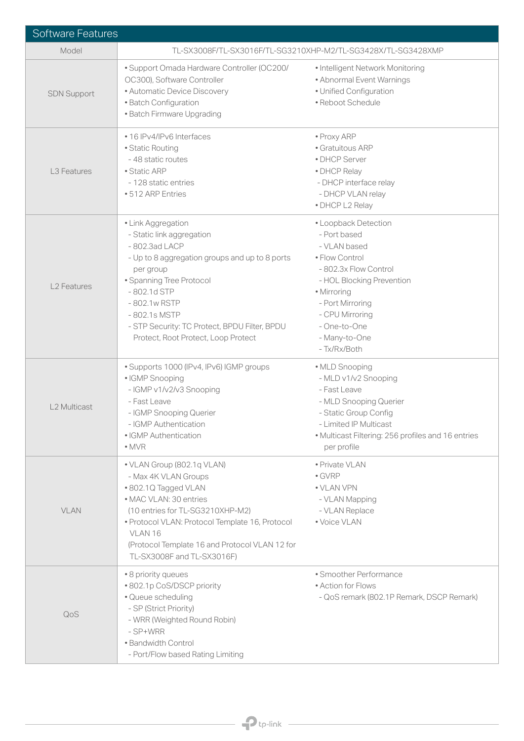## Software Features

| Model | TL-SX3008F/TL-SX3016F/TL-SG3210XHP-M2/TL-SG3428X/TL-SG3428XMP | |
|---|---|---|
| SDN Support | • Support Omada Hardware Controller (OC200/ OC300), Software Controller<br>• Automatic Device Discovery<br>• Batch Configuration<br>• Batch Firmware Upgrading | • Intelligent Network Monitoring<br>• Abnormal Event Warnings<br>• Unified Configuration<br>• Reboot Schedule |
| L3 Features | • 16 IPv4/IPv6 Interfaces<br>• Static Routing<br>- 48 static routes<br>• Static ARP<br>- 128 static entries<br>• 512 ARP Entries | • Proxy ARP<br>• Gratuitous ARP<br>• DHCP Server<br>• DHCP Relay<br>- DHCP interface relay<br>- DHCP VLAN relay<br>• DHCP L2 Relay |
| L2 Features | • Link Aggregation<br>- Static link aggregation<br>- 802.3ad LACP<br>- Up to 8 aggregation groups and up to 8 ports per group<br>• Spanning Tree Protocol<br>- 802.1d STP<br>- 802.1w RSTP<br>- 802.1s MSTP<br>- STP Security: TC Protect, BPDU Filter, BPDU Protect, Root Protect, Loop Protect | • Loopback Detection<br>- Port based<br>- VLAN based<br>• Flow Control<br>- 802.3x Flow Control<br>- HOL Blocking Prevention<br>• Mirroring<br>- Port Mirroring<br>- CPU Mirroring<br>- One-to-One<br>- Many-to-One<br>- Tx/Rx/Both |
| L2 Multicast | • Supports 1000 (IPv4, IPv6) IGMP groups<br>• IGMP Snooping<br>- IGMP v1/v2/v3 Snooping<br>- Fast Leave<br>- IGMP Snooping Querier<br>- IGMP Authentication<br>• IGMP Authentication<br>• MVR | • MLD Snooping<br>- MLD v1/v2 Snooping<br>- Fast Leave<br>- MLD Snooping Querier<br>- Static Group Config<br>- Limited IP Multicast<br>• Multicast Filtering: 256 profiles and 16 entries per profile |
| VLAN | • VLAN Group (802.1q VLAN)<br>- Max 4K VLAN Groups<br>• 802.1Q Tagged VLAN<br>• MAC VLAN: 30 entries (10 entries for TL-SG3210XHP-M2)<br>• Protocol VLAN: Protocol Template 16, Protocol VLAN 16 (Protocol Template 16 and Protocol VLAN 12 for TL-SX3008F and TL-SX3016F) | • Private VLAN<br>• GVRP<br>• VLAN VPN<br>- VLAN Mapping<br>- VLAN Replace<br>• Voice VLAN |
| QoS | • 8 priority queues<br>• 802.1p CoS/DSCP priority<br>• Queue scheduling<br>- SP (Strict Priority)<br>- WRR (Weighted Round Robin)<br>- SP+WRR<br>• Bandwidth Control<br>- Port/Flow based Rating Limiting | • Smoother Performance<br>• Action for Flows<br>- QoS remark (802.1P Remark, DSCP Remark) |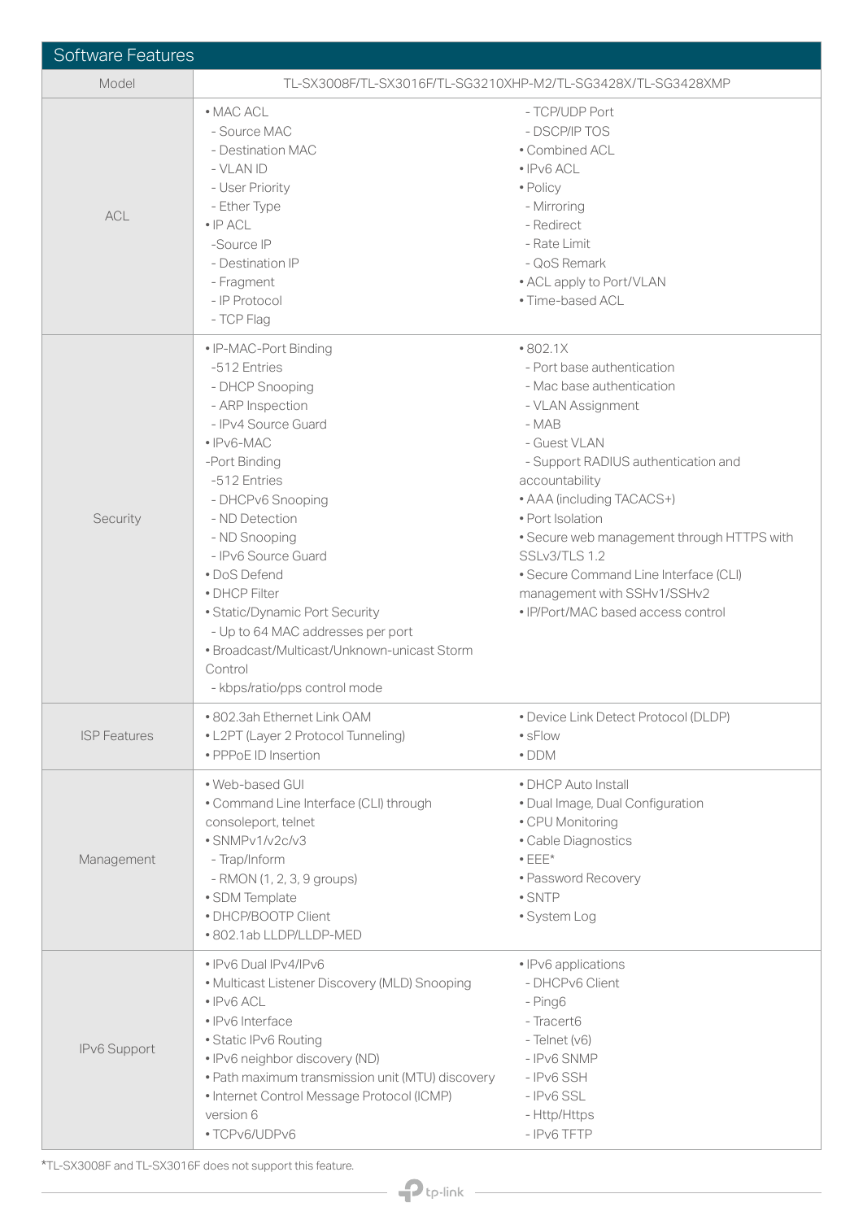## Software Features

| Model | TL-SX3008F/TL-SX3016F/TL-SG3210XHP-M2/TL-SG3428X/TL-SG3428XMP |
|---|---|
| ACL | • MAC ACL<br>- Source MAC<br>- Destination MAC<br>- VLAN ID<br>- User Priority<br>- Ether Type<br>• IP ACL<br>-Source IP<br>- Destination IP<br>- Fragment<br>- IP Protocol<br>- TCP Flag<br>- TCP/UDP Port<br>- DSCP/IP TOS<br>• Combined ACL<br>• IPv6 ACL<br>• Policy<br>- Mirroring<br>- Redirect<br>- Rate Limit<br>- QoS Remark<br>• ACL apply to Port/VLAN<br>• Time-based ACL |
| Security | • IP-MAC-Port Binding<br>-512 Entries<br>- DHCP Snooping<br>- ARP Inspection<br>- IPv4 Source Guard<br>• IPv6-MAC<br>-Port Binding<br>-512 Entries<br>- DHCPv6 Snooping<br>- ND Detection<br>- ND Snooping<br>- IPv6 Source Guard<br>• DoS Defend<br>• DHCP Filter<br>• Static/Dynamic Port Security<br>- Up to 64 MAC addresses per port<br>• Broadcast/Multicast/Unknown-unicast Storm Control<br>- kbps/ratio/pps control mode<br>• 802.1X<br>- Port base authentication<br>- Mac base authentication<br>- VLAN Assignment<br>- MAB<br>- Guest VLAN<br>- Support RADIUS authentication and accountability<br>• AAA (including TACACS+)<br>• Port Isolation<br>• Secure web management through HTTPS with SSLv3/TLS 1.2<br>• Secure Command Line Interface (CLI) management with SSHv1/SSHv2<br>• IP/Port/MAC based access control |
| ISP Features | • 802.3ah Ethernet Link OAM<br>• L2PT (Layer 2 Protocol Tunneling)<br>• PPPoE ID Insertion<br>• Device Link Detect Protocol (DLDP)<br>• sFlow<br>• DDM |
| Management | • Web-based GUI<br>• Command Line Interface (CLI) through consoleport, telnet<br>• SNMPv1/v2c/v3<br>- Trap/Inform<br>- RMON (1, 2, 3, 9 groups)<br>• SDM Template<br>• DHCP/BOOTP Client<br>• 802.1ab LLDP/LLDP-MED<br>• DHCP Auto Install<br>• Dual Image, Dual Configuration<br>• CPU Monitoring<br>• Cable Diagnostics<br>• EEE*<br>• Password Recovery<br>• SNTP<br>• System Log |
| IPv6 Support | • IPv6 Dual IPv4/IPv6<br>• Multicast Listener Discovery (MLD) Snooping<br>• IPv6 ACL<br>• IPv6 Interface<br>• Static IPv6 Routing<br>• IPv6 neighbor discovery (ND)<br>• Path maximum transmission unit (MTU) discovery<br>• Internet Control Message Protocol (ICMP) version 6<br>• TCPv6/UDPv6<br>• IPv6 applications<br>- DHCPv6 Client<br>- Ping6<br>- Tracert6<br>- Telnet (v6)<br>- IPv6 SNMP<br>- IPv6 SSH<br>- IPv6 SSL<br>- Http/Https<br>- IPv6 TFTP |

*TL-SX3008F and TL-SX3016F does not support this feature.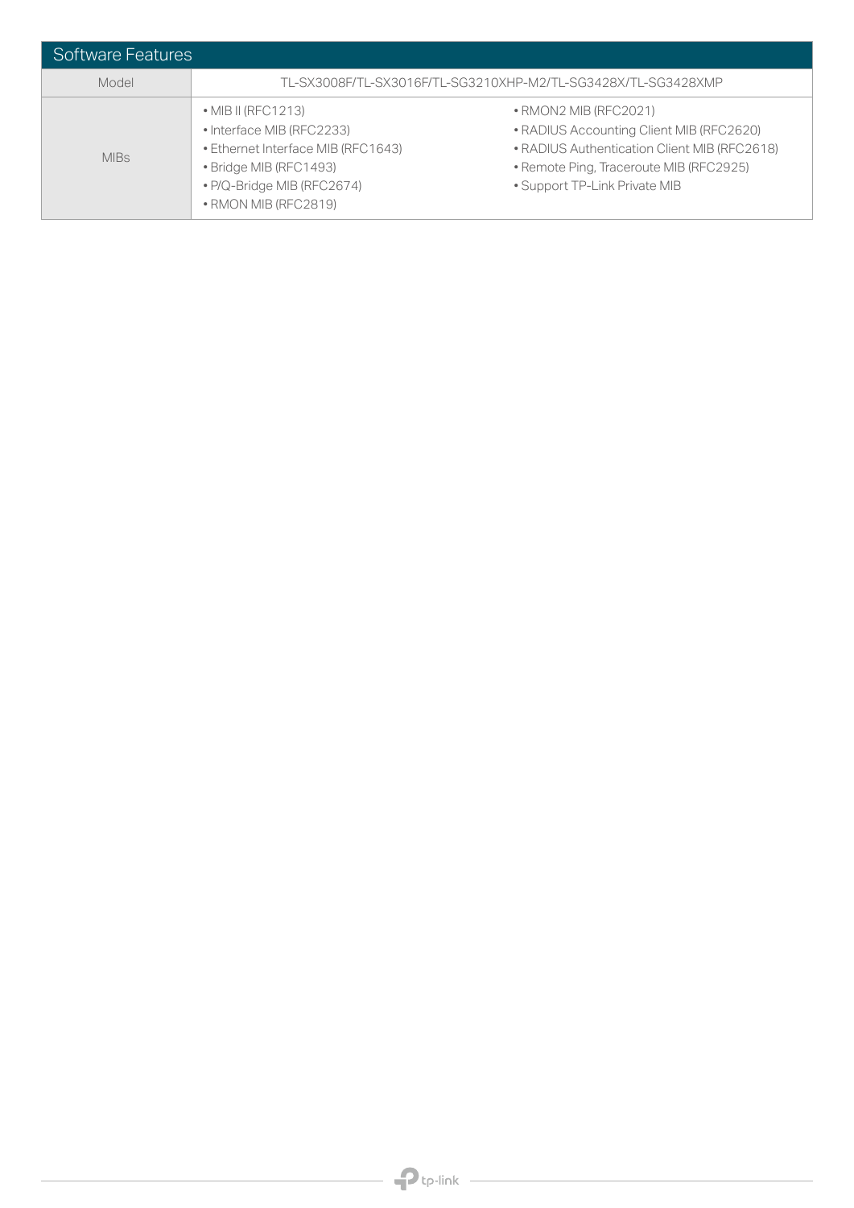| Software Features | |
|---|---|
| Model | TL-SX3008F/TL-SX3016F/TL-SG3210XHP-M2/TL-SG3428X/TL-SG3428XMP |
| MIBs | • MIB II (RFC1213)<br>• Interface MIB (RFC2233)<br>• Ethernet Interface MIB (RFC1643)<br>• Bridge MIB (RFC1493)<br>• P/Q-Bridge MIB (RFC2674)<br>• RMON MIB (RFC2819)<br>• RMON2 MIB (RFC2021)<br>• RADIUS Accounting Client MIB (RFC2620)<br>• RADIUS Authentication Client MIB (RFC2618)<br>• Remote Ping, Traceroute MIB (RFC2925)<br>• Support TP-Link Private MIB |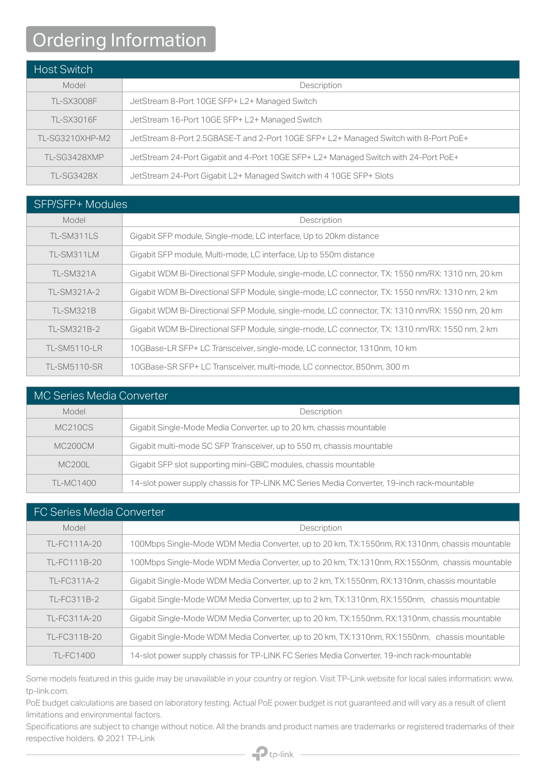# Ordering Information

## Host Switch

| Model | Description |
|---|---|
| TL-SX3008F | JetStream 8-Port 10GE SFP+ L2+ Managed Switch |
| TL-SX3016F | JetStream 16-Port 10GE SFP+ L2+ Managed Switch |
| TL-SG3210XHP-M2 | JetStream 8-Port 2.5GBASE-T and 2-Port 10GE SFP+ L2+ Managed Switch with 8-Port PoE+ |
| TL-SG3428XMP | JetStream 24-Port Gigabit and 4-Port 10GE SFP+ L2+ Managed Switch with 24-Port PoE+ |
| TL-SG3428X | JetStream 24-Port Gigabit L2+ Managed Switch with 4 10GE SFP+ Slots |

## SFP/SFP+ Modules

| Model | Description |
|---|---|
| TL-SM311LS | Gigabit SFP module, Single-mode, LC interface, Up to 20km distance |
| TL-SM311LM | Gigabit SFP module, Multi-mode, LC interface, Up to 550m distance |
| TL-SM321A | Gigabit WDM Bi-Directional SFP Module, single-mode, LC connector, TX: 1550 nm/RX: 1310 nm, 20 km |
| TL-SM321A-2 | Gigabit WDM Bi-Directional SFP Module, single-mode, LC connector, TX: 1550 nm/RX: 1310 nm, 2 km |
| TL-SM321B | Gigabit WDM Bi-Directional SFP Module, single-mode, LC connector, TX: 1310 nm/RX: 1550 nm, 20 km |
| TL-SM321B-2 | Gigabit WDM Bi-Directional SFP Module, single-mode, LC connector, TX: 1310 nm/RX: 1550 nm, 2 km |
| TL-SM5110-LR | 10GBase-LR SFP+ LC Transceiver, single-mode, LC connector, 1310nm, 10 km |
| TL-SM5110-SR | 10GBase-SR SFP+ LC Transceiver, multi-mode, LC connector, 850nm, 300 m |

## MC Series Media Converter

| Model | Description |
|---|---|
| MC210CS | Gigabit Single-Mode Media Converter, up to 20 km, chassis mountable |
| MC200CM | Gigabit multi-mode SC SFP Transceiver, up to 550 m, chassis mountable |
| MC200L | Gigabit SFP slot supporting mini-GBIC modules, chassis mountable |
| TL-MC1400 | 14-slot power supply chassis for TP-LINK MC Series Media Converter, 19-inch rack-mountable |

## FC Series Media Converter

| Model | Description |
|---|---|
| TL-FC111A-20 | 100Mbps Single-Mode WDM Media Converter, up to 20 km, TX:1550nm, RX:1310nm, chassis mountable |
| TL-FC111B-20 | 100Mbps Single-Mode WDM Media Converter, up to 20 km, TX:1310nm, RX:1550nm, chassis mountable |
| TL-FC311A-2 | Gigabit Single-Mode WDM Media Converter, up to 2 km, TX:1550nm, RX:1310nm, chassis mountable |
| TL-FC311B-2 | Gigabit Single-Mode WDM Media Converter, up to 2 km, TX:1310nm, RX:1550nm, chassis mountable |
| TL-FC311A-20 | Gigabit Single-Mode WDM Media Converter, up to 20 km, TX:1550nm, RX:1310nm, chassis mountable |
| TL-FC311B-20 | Gigabit Single-Mode WDM Media Converter, up to 20 km, TX:1310nm, RX:1550nm, chassis mountable |
| TL-FC1400 | 14-slot power supply chassis for TP-LINK FC Series Media Converter, 19-inch rack-mountable |

Some models featured in this guide may be unavailable in your country or region. Visit TP-Link website for local sales information: www.tp-link.com.

PoE budget calculations are based on laboratory testing. Actual PoE power budget is not guaranteed and will vary as a result of client limitations and environmental factors.

Specifications are subject to change without notice. All the brands and product names are trademarks or registered trademarks of their respective holders. © 2021 TP-Link

tp-link